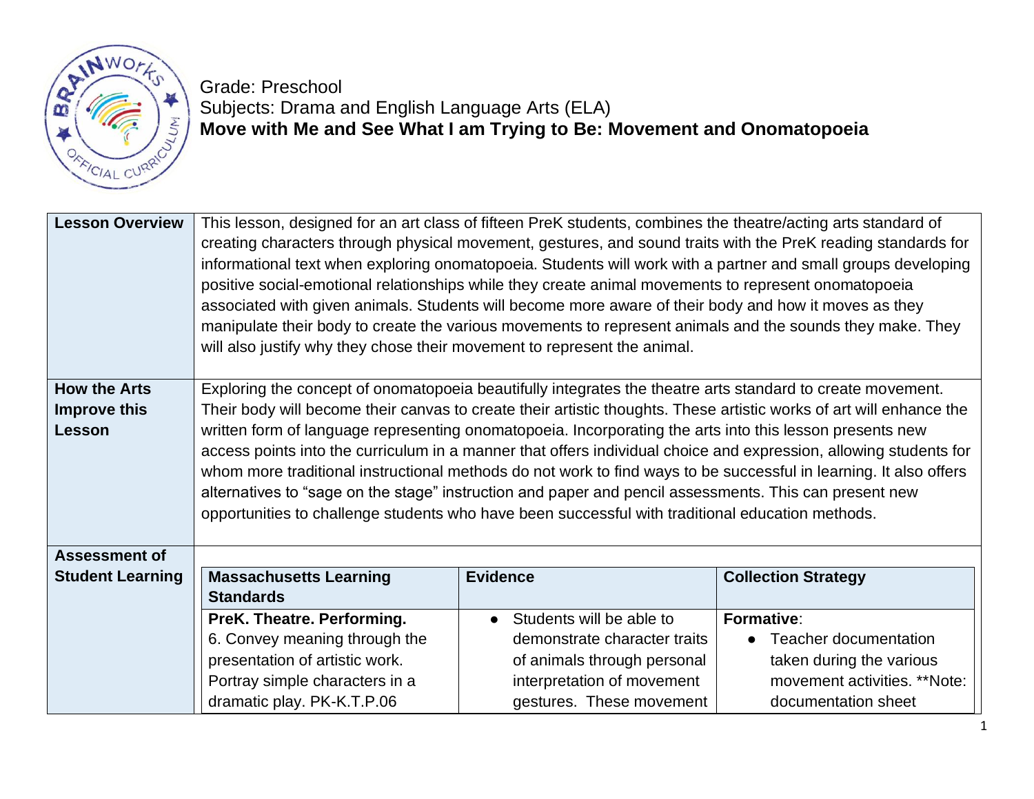Grade: Preschool
Subjects: Drama and English Language Arts (ELA)
**Move with Me and See What I am Trying to Be: Movement and Onomatopoeia**

| | |
|---|---|
| **Lesson Overview** | This lesson, designed for an art class of fifteen PreK students, combines the theatre/acting arts standard of creating characters through physical movement, gestures, and sound traits with the PreK reading standards for informational text when exploring onomatopoeia. Students will work with a partner and small groups developing positive social-emotional relationships while they create animal movements to represent onomatopoeia associated with given animals. Students will become more aware of their body and how it moves as they manipulate their body to create the various movements to represent animals and the sounds they make. They will also justify why they chose their movement to represent the animal. |
| **How the Arts Improve this Lesson** | Exploring the concept of onomatopoeia beautifully integrates the theatre arts standard to create movement. Their body will become their canvas to create their artistic thoughts. These artistic works of art will enhance the written form of language representing onomatopoeia. Incorporating the arts into this lesson presents new access points into the curriculum in a manner that offers individual choice and expression, allowing students for whom more traditional instructional methods do not work to find ways to be successful in learning. It also offers alternatives to "sage on the stage" instruction and paper and pencil assessments. This can present new opportunities to challenge students who have been successful with traditional education methods. |
| **Assessment of Student Learning** | |

| Massachusetts Learning Standards | Evidence | Collection Strategy |
|---|---|---|
| **PreK. Theatre. Performing.** 6. Convey meaning through the presentation of artistic work. Portray simple characters in a dramatic play. PK-K.T.P.06 | • Students will be able to demonstrate character traits of animals through personal interpretation of movement gestures. These movement | **Formative**: • Teacher documentation taken during the various movement activities. **Note: documentation sheet |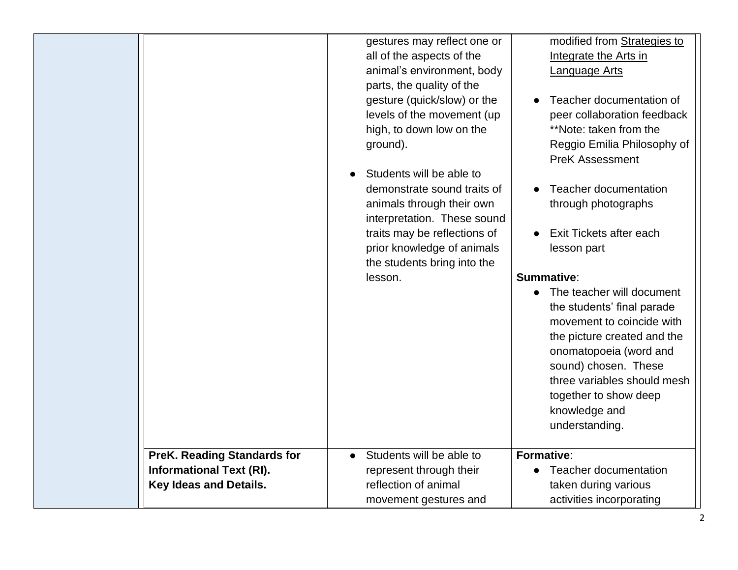|  |  |  |  |
| --- | --- | --- | --- |
|  |  | gestures may reflect one or all of the aspects of the animal's environment, body parts, the quality of the gesture (quick/slow) or the levels of the movement (up high, to down low on the ground).<br><br>● Students will be able to demonstrate sound traits of animals through their own interpretation. These sound traits may be reflections of prior knowledge of animals the students bring into the lesson. | modified from Strategies to Integrate the Arts in Language Arts<br><br>● Teacher documentation of peer collaboration feedback **Note: taken from the Reggio Emilia Philosophy of PreK Assessment<br><br>● Teacher documentation through photographs<br><br>● Exit Tickets after each lesson part<br><br>**Summative**:<br>● The teacher will document the students' final parade movement to coincide with the picture created and the onomatopoeia (word and sound) chosen. These three variables should mesh together to show deep knowledge and understanding. |
|  | **PreK. Reading Standards for Informational Text (RI). Key Ideas and Details.** | ● Students will be able to represent through their reflection of animal movement gestures and | **Formative**:<br>● Teacher documentation taken during various activities incorporating |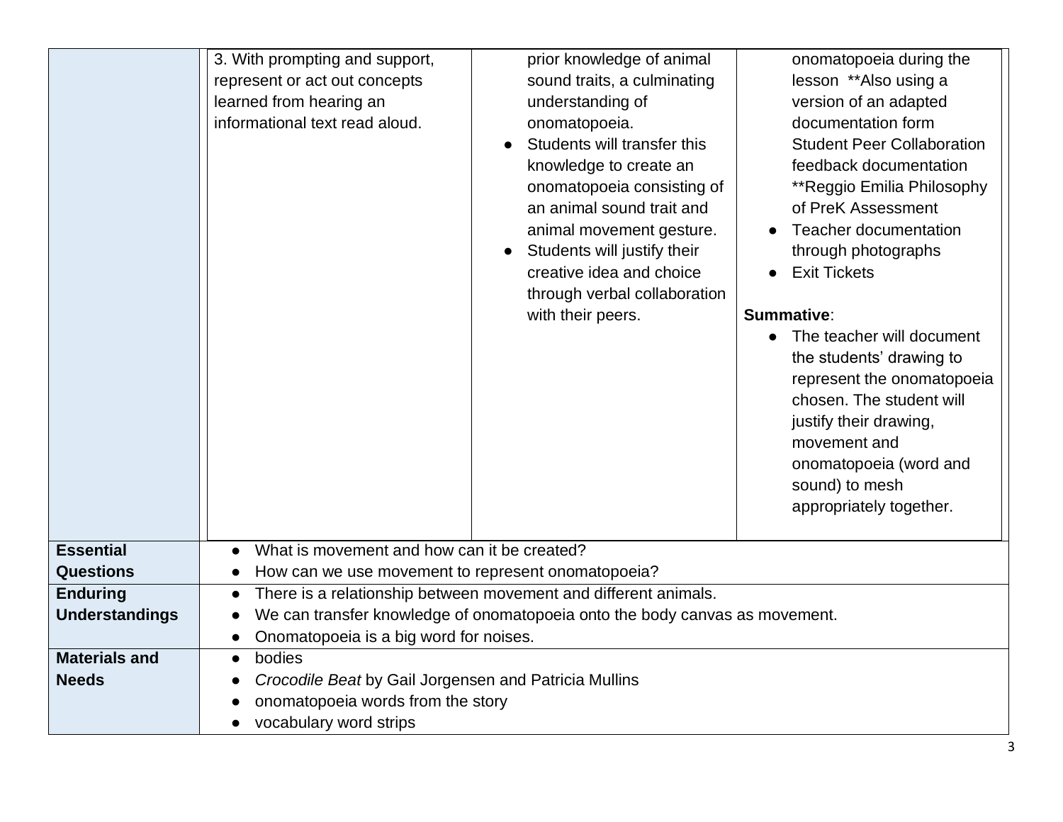| | | | |
|---|---|---|---|
| | 3. With prompting and support, represent or act out concepts learned from hearing an informational text read aloud. | prior knowledge of animal sound traits, a culminating understanding of onomatopoeia.<br>• Students will transfer this knowledge to create an onomatopoeia consisting of an animal sound trait and animal movement gesture.<br>• Students will justify their creative idea and choice through verbal collaboration with their peers. | onomatopoeia during the lesson **Also using a version of an adapted documentation form Student Peer Collaboration feedback documentation **Reggio Emilia Philosophy of PreK Assessment<br>• Teacher documentation through photographs<br>• Exit Tickets<br><br>**Summative**:<br>• The teacher will document the students' drawing to represent the onomatopoeia chosen. The student will justify their drawing, movement and onomatopoeia (word and sound) to mesh appropriately together. |
| **Essential Questions** | • What is movement and how can it be created?<br>• How can we use movement to represent onomatopoeia? | | |
| **Enduring Understandings** | • There is a relationship between movement and different animals.<br>• We can transfer knowledge of onomatopoeia onto the body canvas as movement.<br>• Onomatopoeia is a big word for noises. | | |
| **Materials and Needs** | • bodies<br>• *Crocodile Beat* by Gail Jorgensen and Patricia Mullins<br>• onomatopoeia words from the story<br>• vocabulary word strips | | |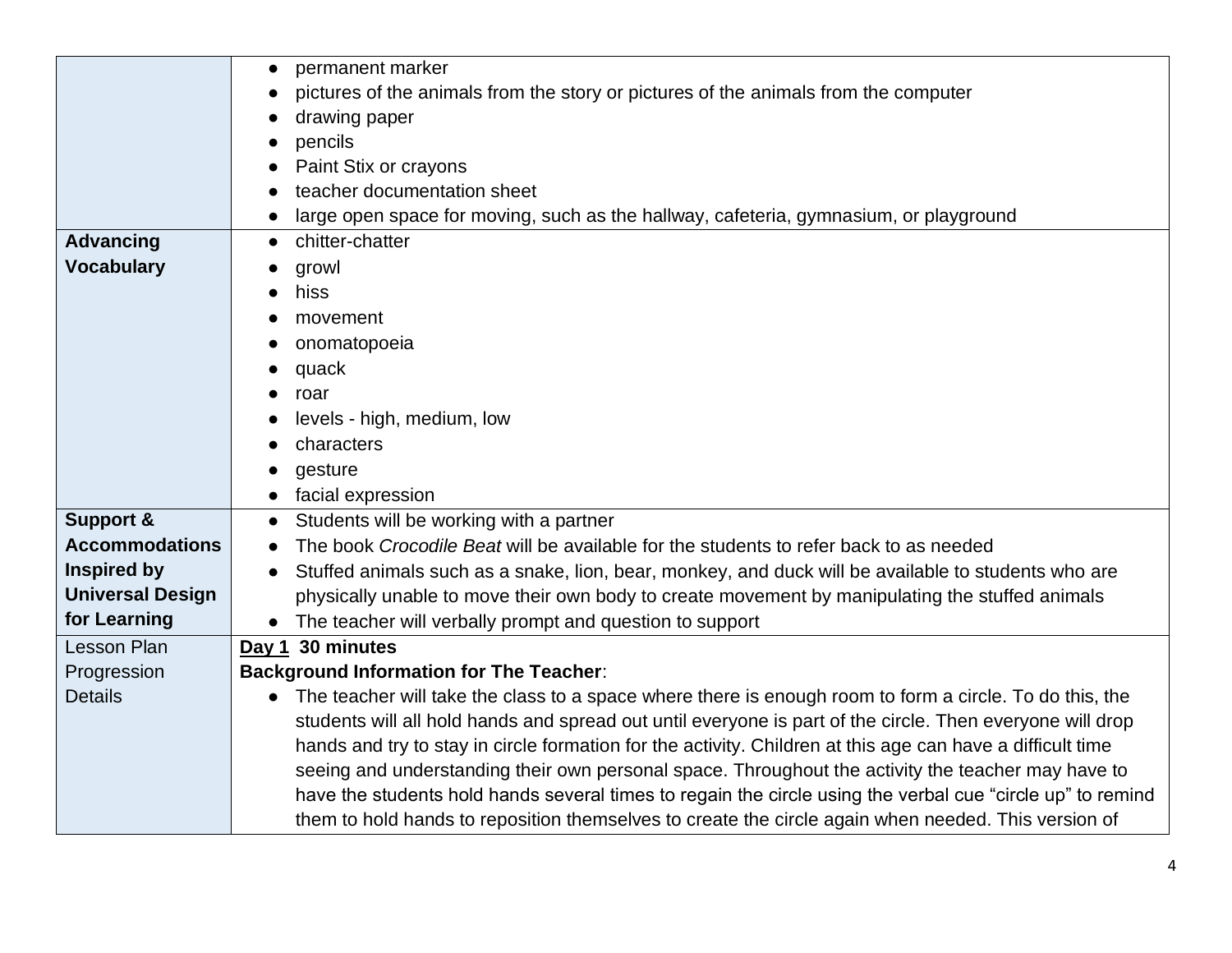| | |
|---|---|
| | • permanent marker<br>• pictures of the animals from the story or pictures of the animals from the computer<br>• drawing paper<br>• pencils<br>• Paint Stix or crayons<br>• teacher documentation sheet<br>• large open space for moving, such as the hallway, cafeteria, gymnasium, or playground |
| **Advancing Vocabulary** | • chitter-chatter<br>• growl<br>• hiss<br>• movement<br>• onomatopoeia<br>• quack<br>• roar<br>• levels - high, medium, low<br>• characters<br>• gesture<br>• facial expression |
| **Support & Accommodations Inspired by Universal Design for Learning** | • Students will be working with a partner<br>• The book *Crocodile Beat* will be available for the students to refer back to as needed<br>• Stuffed animals such as a snake, lion, bear, monkey, and duck will be available to students who are physically unable to move their own body to create movement by manipulating the stuffed animals<br>• The teacher will verbally prompt and question to support |
| Lesson Plan Progression Details | <u>**Day 1**</u> **30 minutes**<br>**Background Information for The Teacher**:<br>• The teacher will take the class to a space where there is enough room to form a circle. To do this, the students will all hold hands and spread out until everyone is part of the circle. Then everyone will drop hands and try to stay in circle formation for the activity. Children at this age can have a difficult time seeing and understanding their own personal space. Throughout the activity the teacher may have to have the students hold hands several times to regain the circle using the verbal cue "circle up" to remind them to hold hands to reposition themselves to create the circle again when needed. This version of |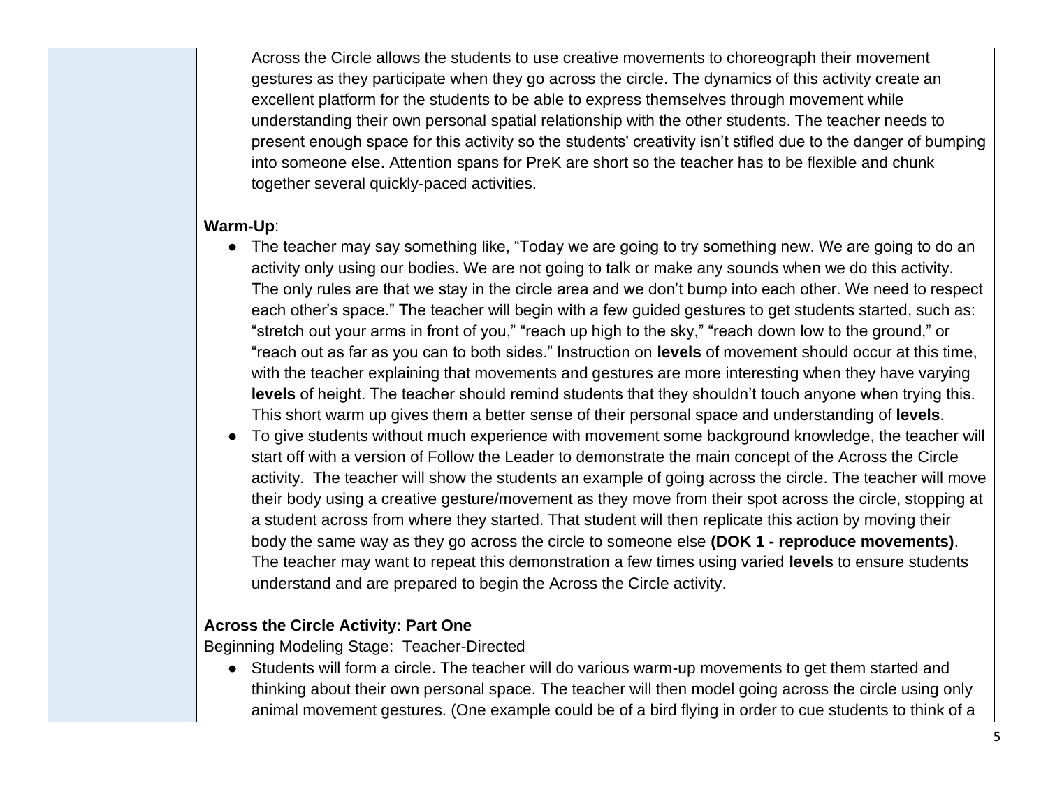Across the Circle allows the students to use creative movements to choreograph their movement gestures as they participate when they go across the circle. The dynamics of this activity create an excellent platform for the students to be able to express themselves through movement while understanding their own personal spatial relationship with the other students. The teacher needs to present enough space for this activity so the students' creativity isn't stifled due to the danger of bumping into someone else. Attention spans for PreK are short so the teacher has to be flexible and chunk together several quickly-paced activities.

**Warm-Up**:

- The teacher may say something like, "Today we are going to try something new. We are going to do an activity only using our bodies. We are not going to talk or make any sounds when we do this activity. The only rules are that we stay in the circle area and we don't bump into each other. We need to respect each other's space." The teacher will begin with a few guided gestures to get students started, such as: "stretch out your arms in front of you," "reach up high to the sky," "reach down low to the ground," or "reach out as far as you can to both sides." Instruction on **levels** of movement should occur at this time, with the teacher explaining that movements and gestures are more interesting when they have varying **levels** of height. The teacher should remind students that they shouldn't touch anyone when trying this. This short warm up gives them a better sense of their personal space and understanding of **levels**.
- To give students without much experience with movement some background knowledge, the teacher will start off with a version of Follow the Leader to demonstrate the main concept of the Across the Circle activity. The teacher will show the students an example of going across the circle. The teacher will move their body using a creative gesture/movement as they move from their spot across the circle, stopping at a student across from where they started. That student will then replicate this action by moving their body the same way as they go across the circle to someone else **(DOK 1 - reproduce movements)**. The teacher may want to repeat this demonstration a few times using varied **levels** to ensure students understand and are prepared to begin the Across the Circle activity.

**Across the Circle Activity: Part One**

<u>Beginning Modeling Stage:</u> Teacher-Directed

- Students will form a circle. The teacher will do various warm-up movements to get them started and thinking about their own personal space. The teacher will then model going across the circle using only animal movement gestures. (One example could be of a bird flying in order to cue students to think of a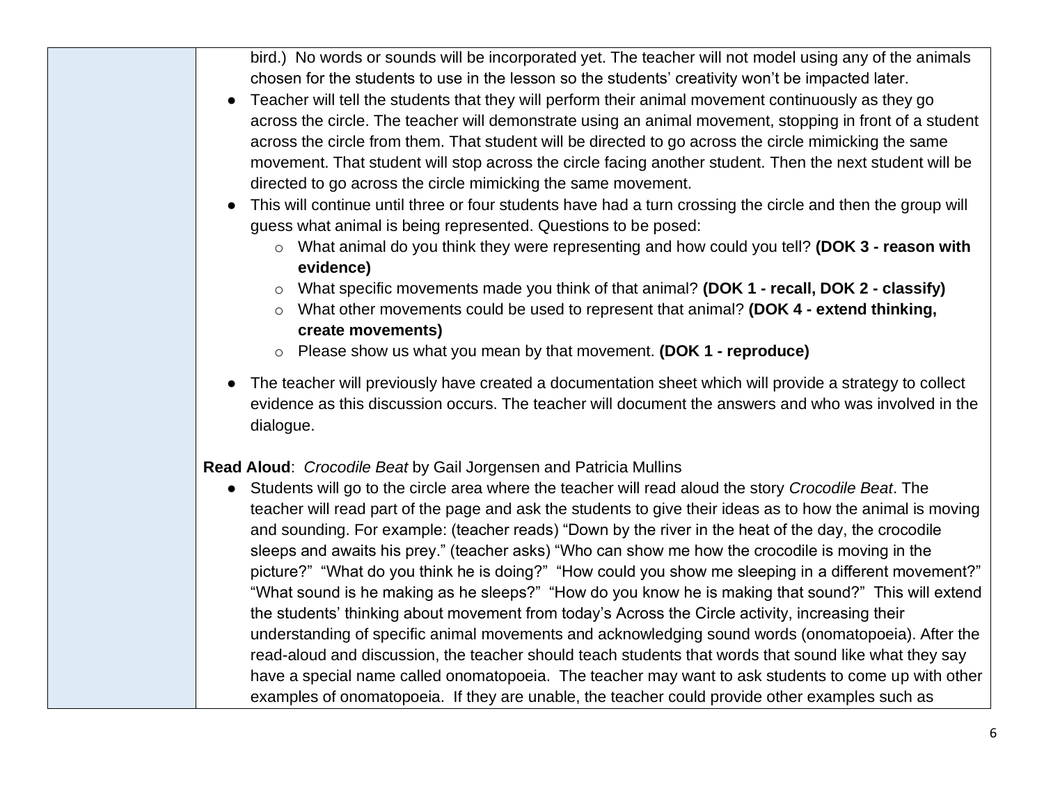bird.) No words or sounds will be incorporated yet. The teacher will not model using any of the animals chosen for the students to use in the lesson so the students' creativity won't be impacted later.

- Teacher will tell the students that they will perform their animal movement continuously as they go across the circle. The teacher will demonstrate using an animal movement, stopping in front of a student across the circle from them. That student will be directed to go across the circle mimicking the same movement. That student will stop across the circle facing another student. Then the next student will be directed to go across the circle mimicking the same movement.
- This will continue until three or four students have had a turn crossing the circle and then the group will guess what animal is being represented. Questions to be posed:
  - What animal do you think they were representing and how could you tell? **(DOK 3 - reason with evidence)**
  - What specific movements made you think of that animal? **(DOK 1 - recall, DOK 2 - classify)**
  - What other movements could be used to represent that animal? **(DOK 4 - extend thinking, create movements)**
  - Please show us what you mean by that movement. **(DOK 1 - reproduce)**
- The teacher will previously have created a documentation sheet which will provide a strategy to collect evidence as this discussion occurs. The teacher will document the answers and who was involved in the dialogue.

**Read Aloud**: *Crocodile Beat* by Gail Jorgensen and Patricia Mullins

- Students will go to the circle area where the teacher will read aloud the story *Crocodile Beat*. The teacher will read part of the page and ask the students to give their ideas as to how the animal is moving and sounding. For example: (teacher reads) "Down by the river in the heat of the day, the crocodile sleeps and awaits his prey." (teacher asks) "Who can show me how the crocodile is moving in the picture?" "What do you think he is doing?" "How could you show me sleeping in a different movement?" "What sound is he making as he sleeps?" "How do you know he is making that sound?" This will extend the students' thinking about movement from today's Across the Circle activity, increasing their understanding of specific animal movements and acknowledging sound words (onomatopoeia). After the read-aloud and discussion, the teacher should teach students that words that sound like what they say have a special name called onomatopoeia. The teacher may want to ask students to come up with other examples of onomatopoeia. If they are unable, the teacher could provide other examples such as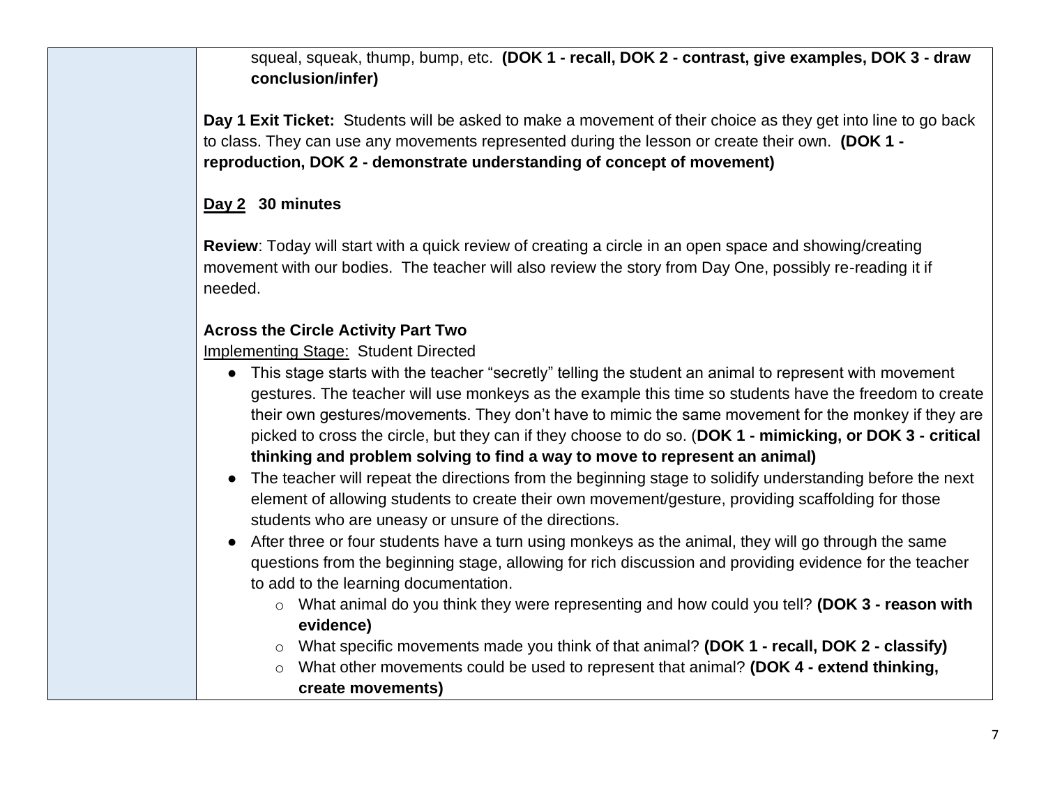squeal, squeak, thump, bump, etc. **(DOK 1 - recall, DOK 2 - contrast, give examples, DOK 3 - draw conclusion/infer)**

**Day 1 Exit Ticket:** Students will be asked to make a movement of their choice as they get into line to go back to class. They can use any movements represented during the lesson or create their own. **(DOK 1 - reproduction, DOK 2 - demonstrate understanding of concept of movement)**

**Day 2 30 minutes**

**Review**: Today will start with a quick review of creating a circle in an open space and showing/creating movement with our bodies. The teacher will also review the story from Day One, possibly re-reading it if needed.

**Across the Circle Activity Part Two**

Implementing Stage: Student Directed

- This stage starts with the teacher "secretly" telling the student an animal to represent with movement gestures. The teacher will use monkeys as the example this time so students have the freedom to create their own gestures/movements. They don't have to mimic the same movement for the monkey if they are picked to cross the circle, but they can if they choose to do so. (**DOK 1 - mimicking, or DOK 3 - critical thinking and problem solving to find a way to move to represent an animal)**
- The teacher will repeat the directions from the beginning stage to solidify understanding before the next element of allowing students to create their own movement/gesture, providing scaffolding for those students who are uneasy or unsure of the directions.
- After three or four students have a turn using monkeys as the animal, they will go through the same questions from the beginning stage, allowing for rich discussion and providing evidence for the teacher to add to the learning documentation.
  - What animal do you think they were representing and how could you tell? **(DOK 3 - reason with evidence)**
  - What specific movements made you think of that animal? **(DOK 1 - recall, DOK 2 - classify)**
  - What other movements could be used to represent that animal? **(DOK 4 - extend thinking, create movements)**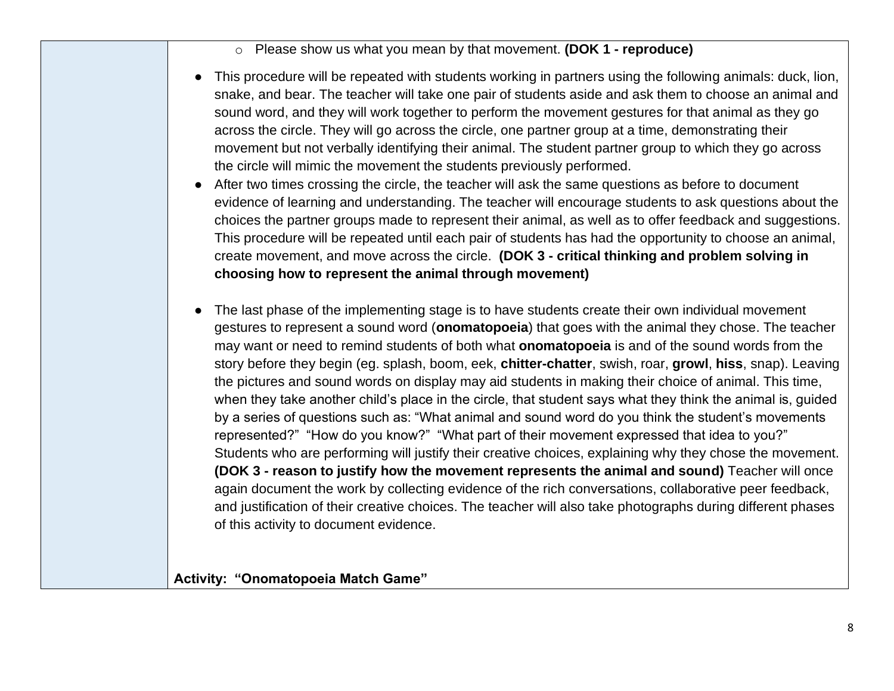- Please show us what you mean by that movement. **(DOK 1 - reproduce)**

- This procedure will be repeated with students working in partners using the following animals: duck, lion, snake, and bear. The teacher will take one pair of students aside and ask them to choose an animal and sound word, and they will work together to perform the movement gestures for that animal as they go across the circle. They will go across the circle, one partner group at a time, demonstrating their movement but not verbally identifying their animal. The student partner group to which they go across the circle will mimic the movement the students previously performed.
- After two times crossing the circle, the teacher will ask the same questions as before to document evidence of learning and understanding. The teacher will encourage students to ask questions about the choices the partner groups made to represent their animal, as well as to offer feedback and suggestions. This procedure will be repeated until each pair of students has had the opportunity to choose an animal, create movement, and move across the circle. **(DOK 3 - critical thinking and problem solving in choosing how to represent the animal through movement)**

- The last phase of the implementing stage is to have students create their own individual movement gestures to represent a sound word (**onomatopoeia**) that goes with the animal they chose. The teacher may want or need to remind students of both what **onomatopoeia** is and of the sound words from the story before they begin (eg. splash, boom, eek, **chitter-chatter**, swish, roar, **growl**, **hiss**, snap). Leaving the pictures and sound words on display may aid students in making their choice of animal. This time, when they take another child's place in the circle, that student says what they think the animal is, guided by a series of questions such as: "What animal and sound word do you think the student's movements represented?" "How do you know?" "What part of their movement expressed that idea to you?" Students who are performing will justify their creative choices, explaining why they chose the movement. **(DOK 3 - reason to justify how the movement represents the animal and sound)** Teacher will once again document the work by collecting evidence of the rich conversations, collaborative peer feedback, and justification of their creative choices. The teacher will also take photographs during different phases of this activity to document evidence.

**Activity: "Onomatopoeia Match Game"**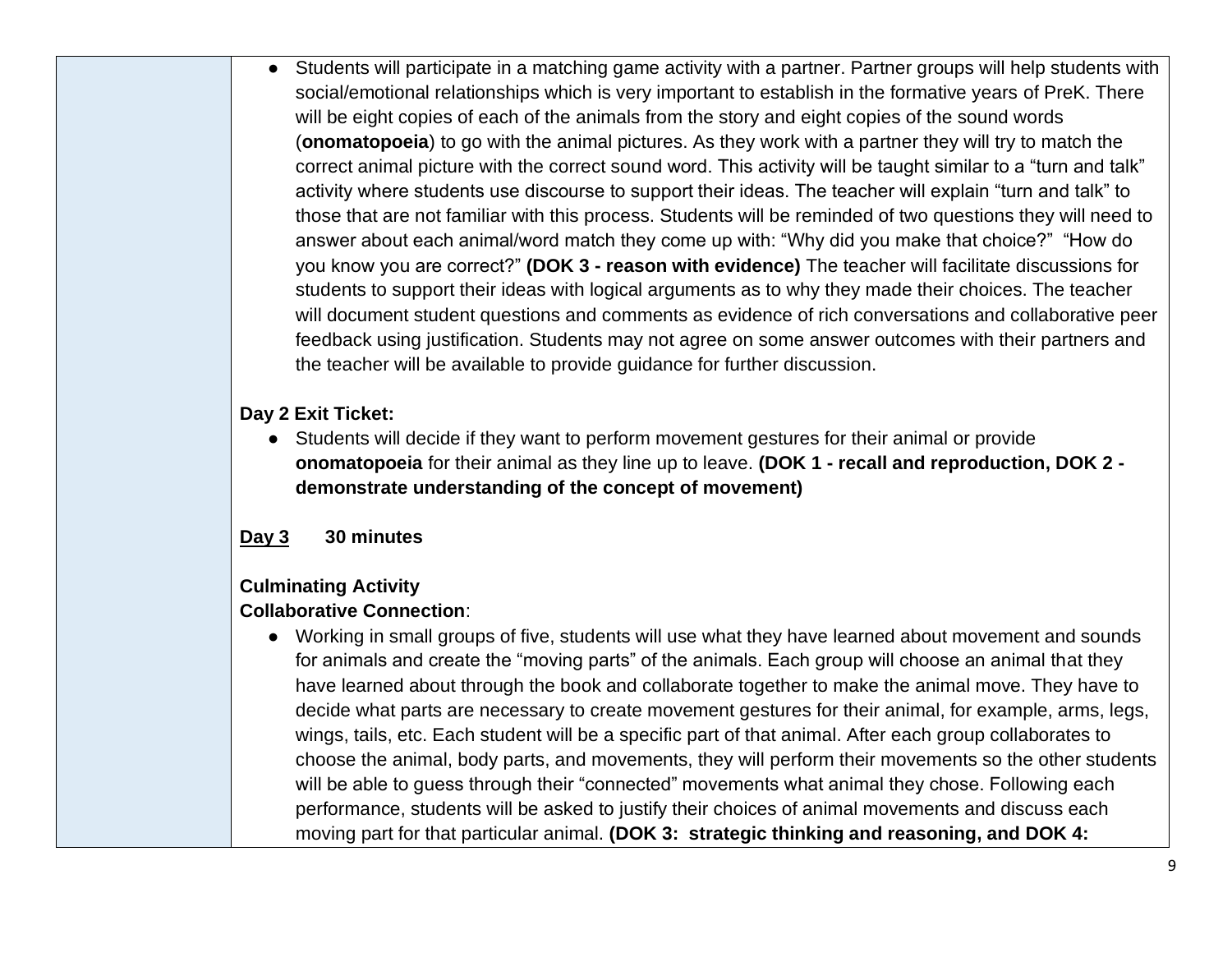- Students will participate in a matching game activity with a partner. Partner groups will help students with social/emotional relationships which is very important to establish in the formative years of PreK. There will be eight copies of each of the animals from the story and eight copies of the sound words (**onomatopoeia**) to go with the animal pictures. As they work with a partner they will try to match the correct animal picture with the correct sound word. This activity will be taught similar to a "turn and talk" activity where students use discourse to support their ideas. The teacher will explain "turn and talk" to those that are not familiar with this process. Students will be reminded of two questions they will need to answer about each animal/word match they come up with: "Why did you make that choice?" "How do you know you are correct?" **(DOK 3 - reason with evidence)** The teacher will facilitate discussions for students to support their ideas with logical arguments as to why they made their choices. The teacher will document student questions and comments as evidence of rich conversations and collaborative peer feedback using justification. Students may not agree on some answer outcomes with their partners and the teacher will be available to provide guidance for further discussion.

**Day 2 Exit Ticket:**

- Students will decide if they want to perform movement gestures for their animal or provide **onomatopoeia** for their animal as they line up to leave. **(DOK 1 - recall and reproduction, DOK 2 - demonstrate understanding of the concept of movement)**

**<u>Day 3</u> 30 minutes**

**Culminating Activity**
**Collaborative Connection**:

- Working in small groups of five, students will use what they have learned about movement and sounds for animals and create the "moving parts" of the animals. Each group will choose an animal that they have learned about through the book and collaborate together to make the animal move. They have to decide what parts are necessary to create movement gestures for their animal, for example, arms, legs, wings, tails, etc. Each student will be a specific part of that animal. After each group collaborates to choose the animal, body parts, and movements, they will perform their movements so the other students will be able to guess through their "connected" movements what animal they chose. Following each performance, students will be asked to justify their choices of animal movements and discuss each moving part for that particular animal. **(DOK 3: strategic thinking and reasoning, and DOK 4:**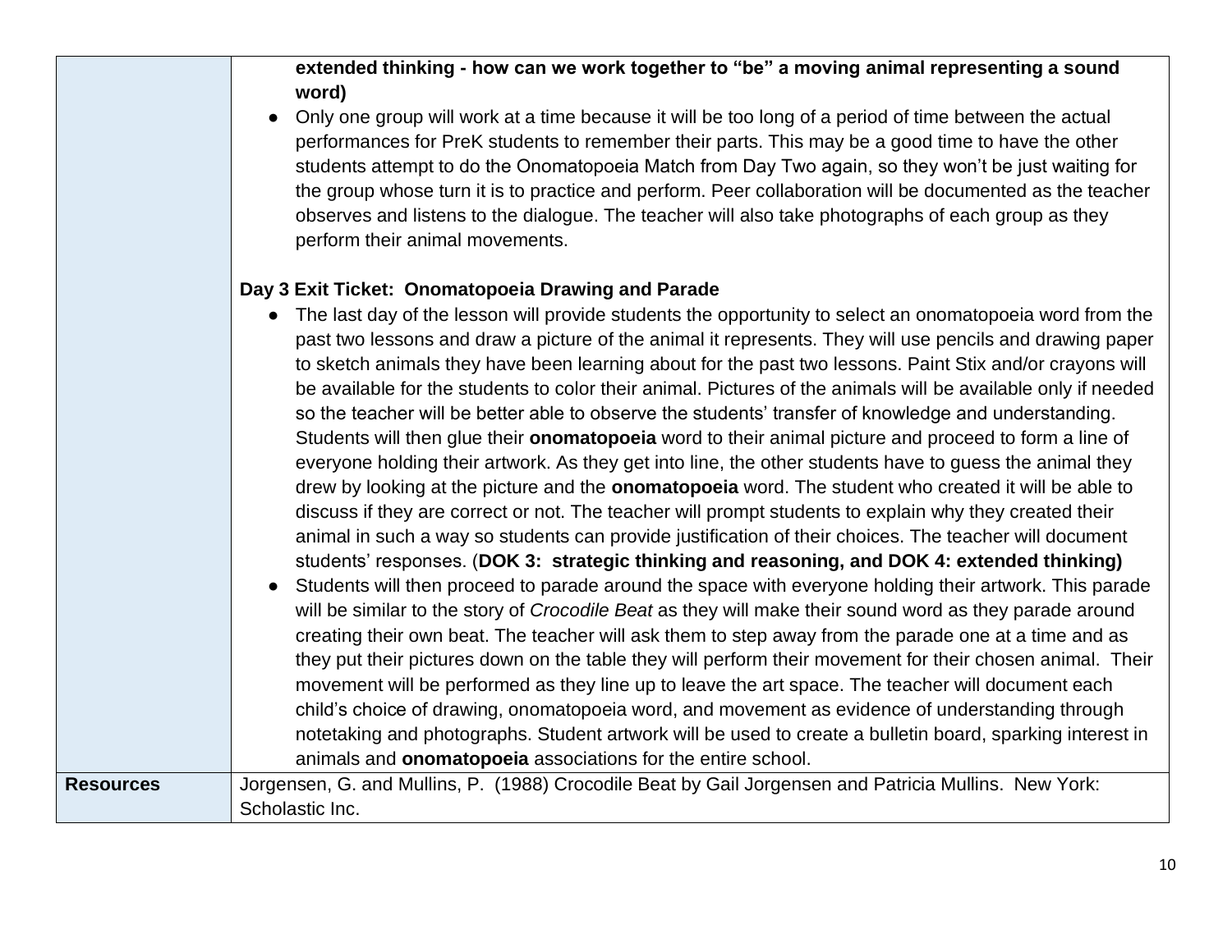| | |
|---|---|
| | **extended thinking - how can we work together to "be" a moving animal representing a sound word)**<br>● Only one group will work at a time because it will be too long of a period of time between the actual performances for PreK students to remember their parts. This may be a good time to have the other students attempt to do the Onomatopoeia Match from Day Two again, so they won't be just waiting for the group whose turn it is to practice and perform. Peer collaboration will be documented as the teacher observes and listens to the dialogue. The teacher will also take photographs of each group as they perform their animal movements.<br><br>**Day 3 Exit Ticket: Onomatopoeia Drawing and Parade**<br>● The last day of the lesson will provide students the opportunity to select an onomatopoeia word from the past two lessons and draw a picture of the animal it represents. They will use pencils and drawing paper to sketch animals they have been learning about for the past two lessons. Paint Stix and/or crayons will be available for the students to color their animal. Pictures of the animals will be available only if needed so the teacher will be better able to observe the students' transfer of knowledge and understanding. Students will then glue their **onomatopoeia** word to their animal picture and proceed to form a line of everyone holding their artwork. As they get into line, the other students have to guess the animal they drew by looking at the picture and the **onomatopoeia** word. The student who created it will be able to discuss if they are correct or not. The teacher will prompt students to explain why they created their animal in such a way so students can provide justification of their choices. The teacher will document students' responses. (**DOK 3: strategic thinking and reasoning, and DOK 4: extended thinking)**<br>● Students will then proceed to parade around the space with everyone holding their artwork. This parade will be similar to the story of *Crocodile Beat* as they will make their sound word as they parade around creating their own beat. The teacher will ask them to step away from the parade one at a time and as they put their pictures down on the table they will perform their movement for their chosen animal. Their movement will be performed as they line up to leave the art space. The teacher will document each child's choice of drawing, onomatopoeia word, and movement as evidence of understanding through notetaking and photographs. Student artwork will be used to create a bulletin board, sparking interest in animals and **onomatopoeia** associations for the entire school. |
| **Resources** | Jorgensen, G. and Mullins, P. (1988) Crocodile Beat by Gail Jorgensen and Patricia Mullins. New York: Scholastic Inc. |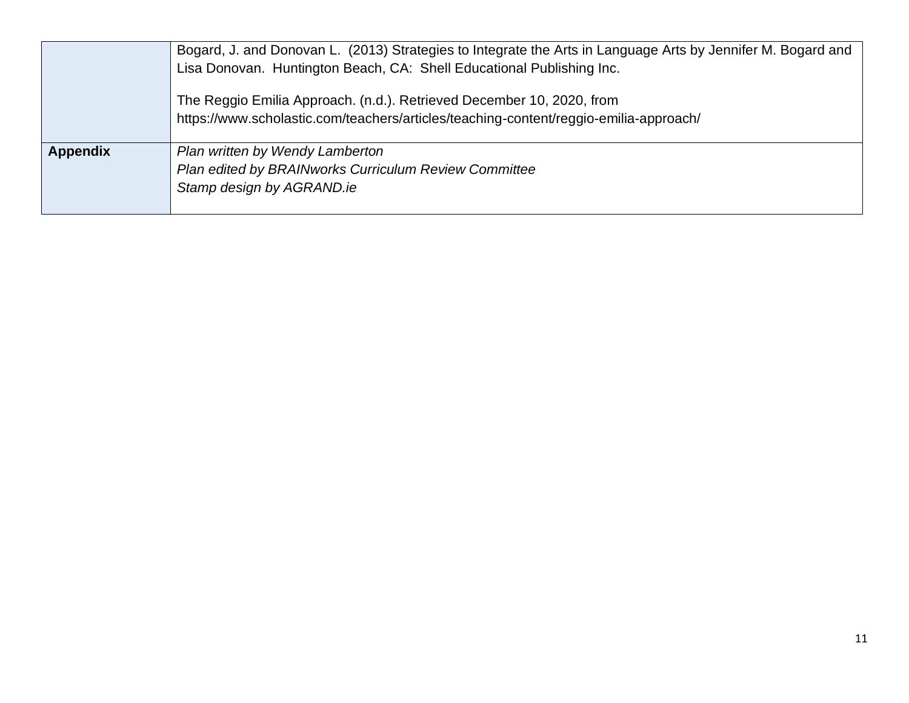| | |
|---|---|
| | Bogard, J. and Donovan L.  (2013) Strategies to Integrate the Arts in Language Arts by Jennifer M. Bogard and Lisa Donovan.  Huntington Beach, CA:  Shell Educational Publishing Inc.<br><br>The Reggio Emilia Approach. (n.d.). Retrieved December 10, 2020, from https://www.scholastic.com/teachers/articles/teaching-content/reggio-emilia-approach/ |
| **Appendix** | *Plan written by Wendy Lamberton*<br>*Plan edited by BRAINworks Curriculum Review Committee*<br>*Stamp design by AGRAND.ie* |